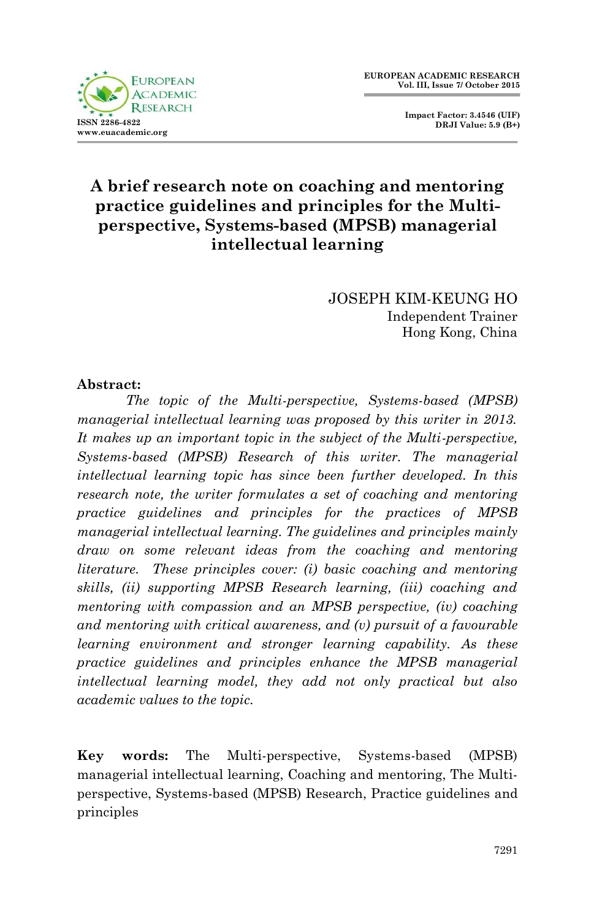# A brief research note on coaching and mentoring practice guidelines and principles for the Multi-perspective, Systems-based (MPSB) managerial intellectual learning

JOSEPH KIM-KEUNG HO
Independent Trainer
Hong Kong, China

**Abstract:**

*The topic of the Multi-perspective, Systems-based (MPSB) managerial intellectual learning was proposed by this writer in 2013. It makes up an important topic in the subject of the Multi-perspective, Systems-based (MPSB) Research of this writer. The managerial intellectual learning topic has since been further developed. In this research note, the writer formulates a set of coaching and mentoring practice guidelines and principles for the practices of MPSB managerial intellectual learning. The guidelines and principles mainly draw on some relevant ideas from the coaching and mentoring literature. These principles cover: (i) basic coaching and mentoring skills, (ii) supporting MPSB Research learning, (iii) coaching and mentoring with compassion and an MPSB perspective, (iv) coaching and mentoring with critical awareness, and (v) pursuit of a favourable learning environment and stronger learning capability. As these practice guidelines and principles enhance the MPSB managerial intellectual learning model, they add not only practical but also academic values to the topic.*

**Key words:** The Multi-perspective, Systems-based (MPSB) managerial intellectual learning, Coaching and mentoring, The Multi-perspective, Systems-based (MPSB) Research, Practice guidelines and principles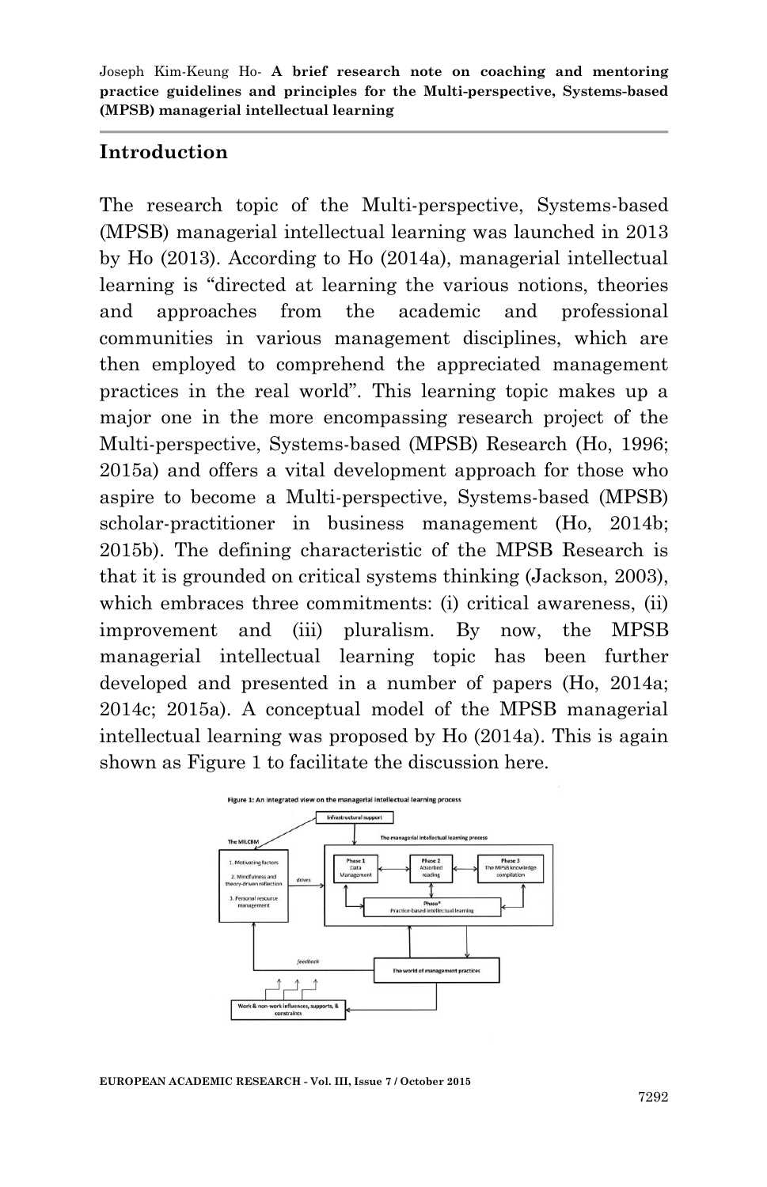## Introduction

The research topic of the Multi-perspective, Systems-based (MPSB) managerial intellectual learning was launched in 2013 by Ho (2013). According to Ho (2014a), managerial intellectual learning is "directed at learning the various notions, theories and approaches from the academic and professional communities in various management disciplines, which are then employed to comprehend the appreciated management practices in the real world". This learning topic makes up a major one in the more encompassing research project of the Multi-perspective, Systems-based (MPSB) Research (Ho, 1996; 2015a) and offers a vital development approach for those who aspire to become a Multi-perspective, Systems-based (MPSB) scholar-practitioner in business management (Ho, 2014b; 2015b). The defining characteristic of the MPSB Research is that it is grounded on critical systems thinking (Jackson, 2003), which embraces three commitments: (i) critical awareness, (ii) improvement and (iii) pluralism. By now, the MPSB managerial intellectual learning topic has been further developed and presented in a number of papers (Ho, 2014a; 2014c; 2015a). A conceptual model of the MPSB managerial intellectual learning was proposed by Ho (2014a). This is again shown as Figure 1 to facilitate the discussion here.

Figure 1: An integrated view on the managerial intellectual learning process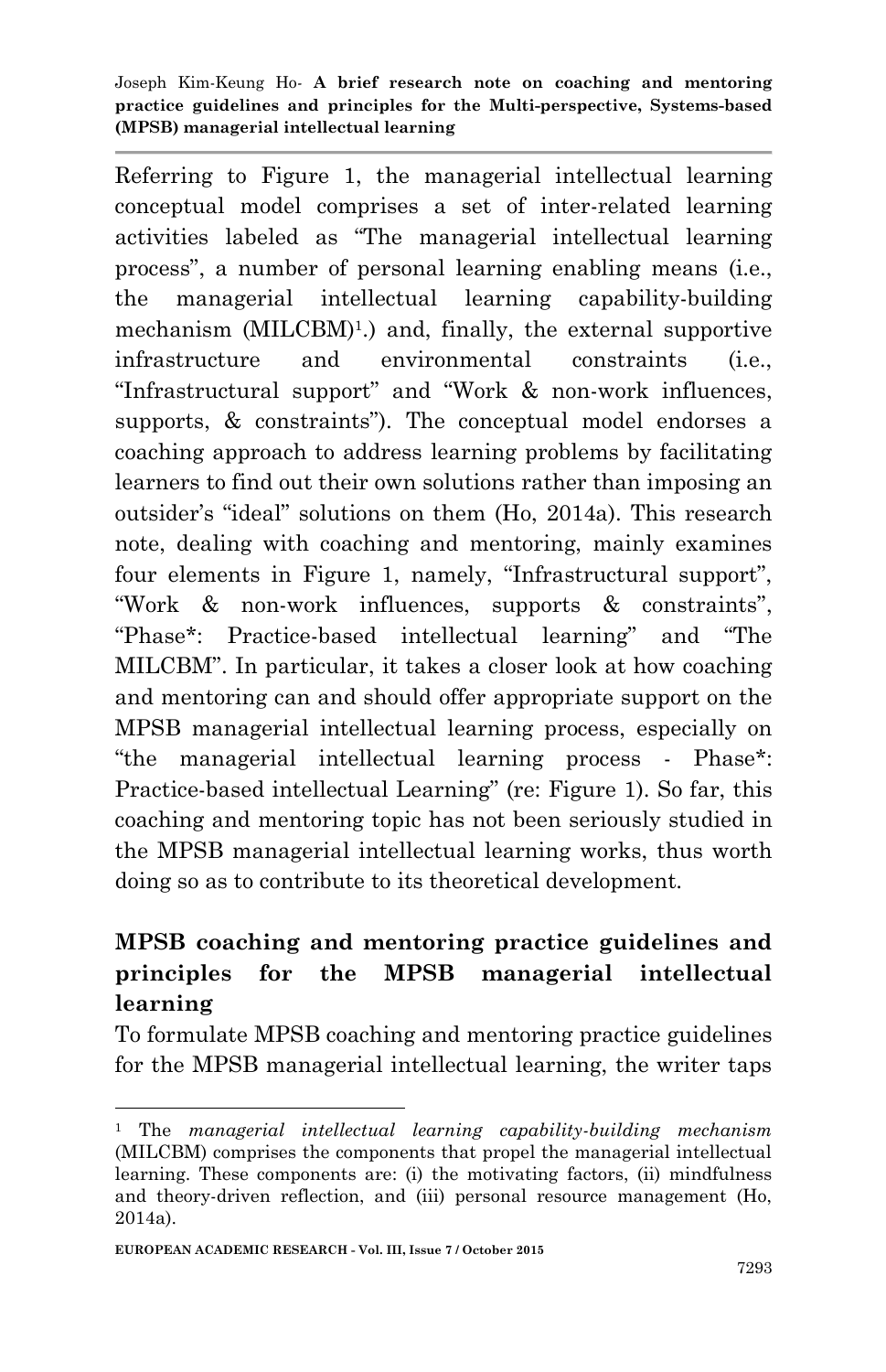Referring to Figure 1, the managerial intellectual learning conceptual model comprises a set of inter-related learning activities labeled as "The managerial intellectual learning process", a number of personal learning enabling means (i.e., the managerial intellectual learning capability-building mechanism (MILCBM)[1].) and, finally, the external supportive infrastructure and environmental constraints (i.e., "Infrastructural support" and "Work & non-work influences, supports, & constraints"). The conceptual model endorses a coaching approach to address learning problems by facilitating learners to find out their own solutions rather than imposing an outsider's "ideal" solutions on them (Ho, 2014a). This research note, dealing with coaching and mentoring, mainly examines four elements in Figure 1, namely, "Infrastructural support", "Work & non-work influences, supports & constraints", "Phase*: Practice-based intellectual learning" and "The MILCBM". In particular, it takes a closer look at how coaching and mentoring can and should offer appropriate support on the MPSB managerial intellectual learning process, especially on "the managerial intellectual learning process - Phase*: Practice-based intellectual Learning" (re: Figure 1). So far, this coaching and mentoring topic has not been seriously studied in the MPSB managerial intellectual learning works, thus worth doing so as to contribute to its theoretical development.

## MPSB coaching and mentoring practice guidelines and principles for the MPSB managerial intellectual learning

To formulate MPSB coaching and mentoring practice guidelines for the MPSB managerial intellectual learning, the writer taps

---

[1] The *managerial intellectual learning capability-building mechanism* (MILCBM) comprises the components that propel the managerial intellectual learning. These components are: (i) the motivating factors, (ii) mindfulness and theory-driven reflection, and (iii) personal resource management (Ho, 2014a).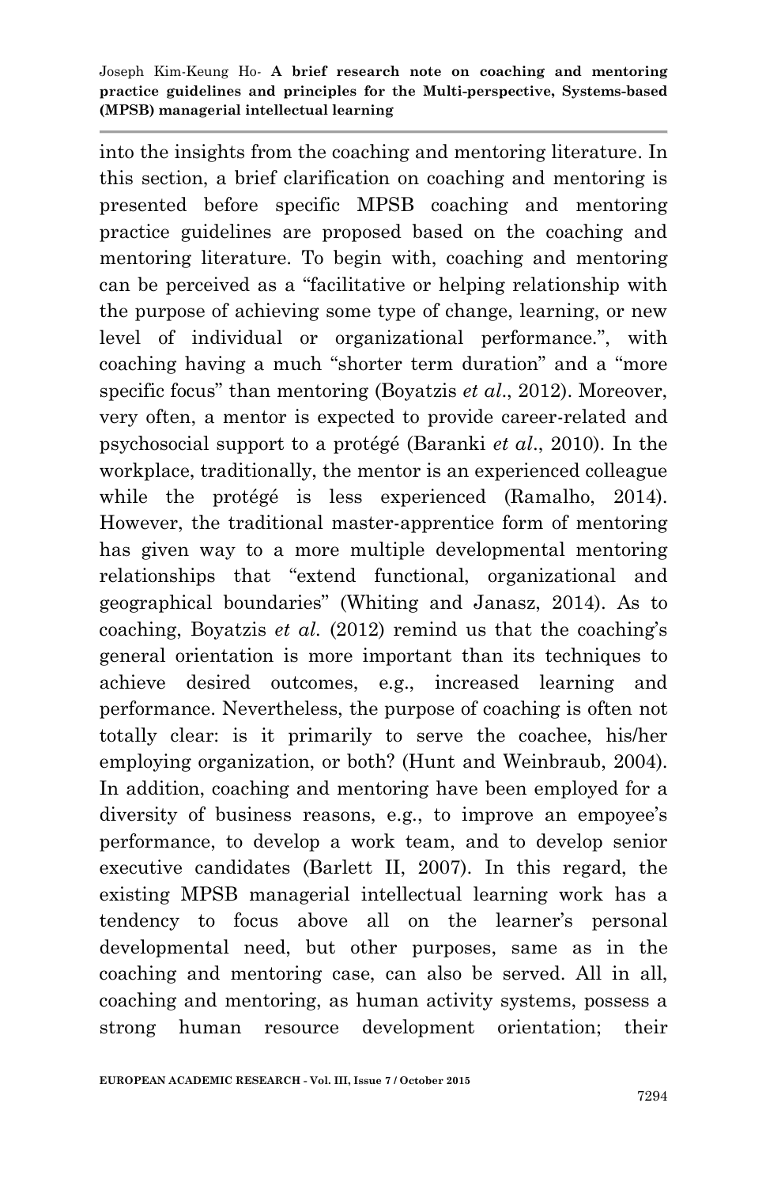into the insights from the coaching and mentoring literature. In this section, a brief clarification on coaching and mentoring is presented before specific MPSB coaching and mentoring practice guidelines are proposed based on the coaching and mentoring literature. To begin with, coaching and mentoring can be perceived as a "facilitative or helping relationship with the purpose of achieving some type of change, learning, or new level of individual or organizational performance.", with coaching having a much "shorter term duration" and a "more specific focus" than mentoring (Boyatzis *et al*., 2012). Moreover, very often, a mentor is expected to provide career-related and psychosocial support to a protégé (Baranki *et al*., 2010). In the workplace, traditionally, the mentor is an experienced colleague while the protégé is less experienced (Ramalho, 2014). However, the traditional master-apprentice form of mentoring has given way to a more multiple developmental mentoring relationships that "extend functional, organizational and geographical boundaries" (Whiting and Janasz, 2014). As to coaching, Boyatzis *et al.* (2012) remind us that the coaching's general orientation is more important than its techniques to achieve desired outcomes, e.g., increased learning and performance. Nevertheless, the purpose of coaching is often not totally clear: is it primarily to serve the coachee, his/her employing organization, or both? (Hunt and Weinbraub, 2004). In addition, coaching and mentoring have been employed for a diversity of business reasons, e.g., to improve an empoyee's performance, to develop a work team, and to develop senior executive candidates (Barlett II, 2007). In this regard, the existing MPSB managerial intellectual learning work has a tendency to focus above all on the learner's personal developmental need, but other purposes, same as in the coaching and mentoring case, can also be served. All in all, coaching and mentoring, as human activity systems, possess a strong human resource development orientation; their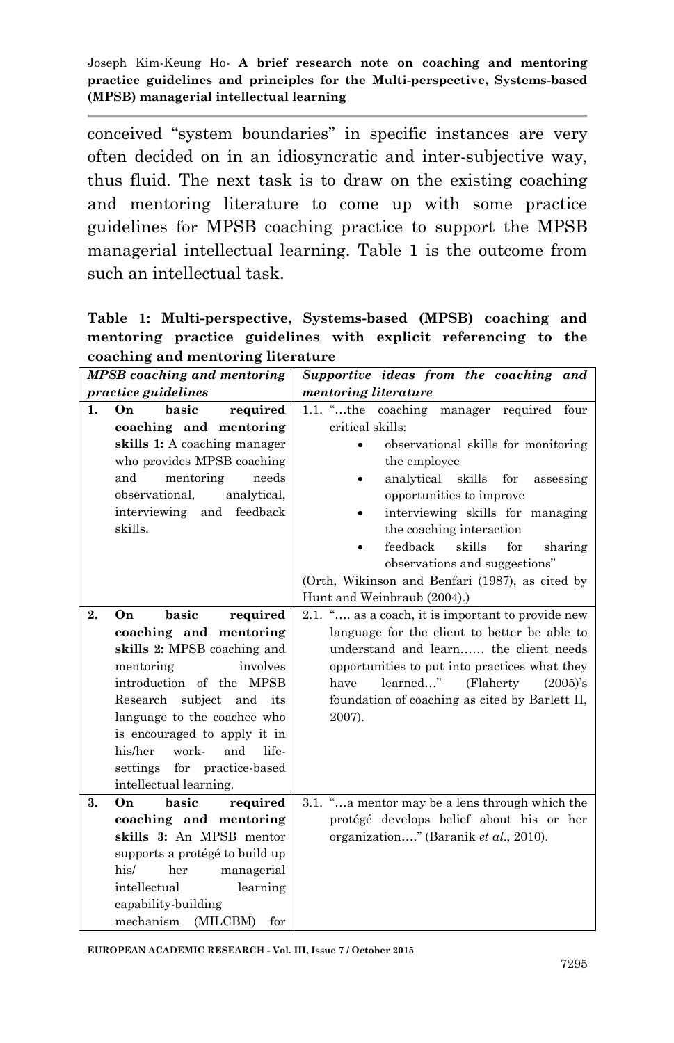conceived "system boundaries" in specific instances are very often decided on in an idiosyncratic and inter-subjective way, thus fluid. The next task is to draw on the existing coaching and mentoring literature to come up with some practice guidelines for MPSB coaching practice to support the MPSB managerial intellectual learning. Table 1 is the outcome from such an intellectual task.

**Table 1: Multi-perspective, Systems-based (MPSB) coaching and mentoring practice guidelines with explicit referencing to the coaching and mentoring literature**

| *MPSB coaching and mentoring practice guidelines* | *Supportive ideas from the coaching and mentoring literature* |
|---|---|
| **1. On basic required coaching and mentoring skills 1:** A coaching manager who provides MPSB coaching and mentoring needs observational, analytical, interviewing and feedback skills. | 1.1. "…the coaching manager required four critical skills: <br>• observational skills for monitoring the employee <br>• analytical skills for assessing opportunities to improve <br>• interviewing skills for managing the coaching interaction <br>• feedback skills for sharing observations and suggestions" <br>(Orth, Wikinson and Benfari (1987), as cited by Hunt and Weinbraub (2004).) |
| **2. On basic required coaching and mentoring skills 2:** MPSB coaching and mentoring involves introduction of the MPSB Research subject and its language to the coachee who is encouraged to apply it in his/her work- and life-settings for practice-based intellectual learning. | 2.1. "…. as a coach, it is important to provide new language for the client to better be able to understand and learn…… the client needs opportunities to put into practices what they have learned…" (Flaherty (2005)'s foundation of coaching as cited by Barlett II, 2007). |
| **3. On basic required coaching and mentoring skills 3:** An MPSB mentor supports a protégé to build up his/ her managerial intellectual learning capability-building mechanism (MILCBM) for | 3.1. "…a mentor may be a lens through which the protégé develops belief about his or her organization…." (Baranik *et al.*, 2010). |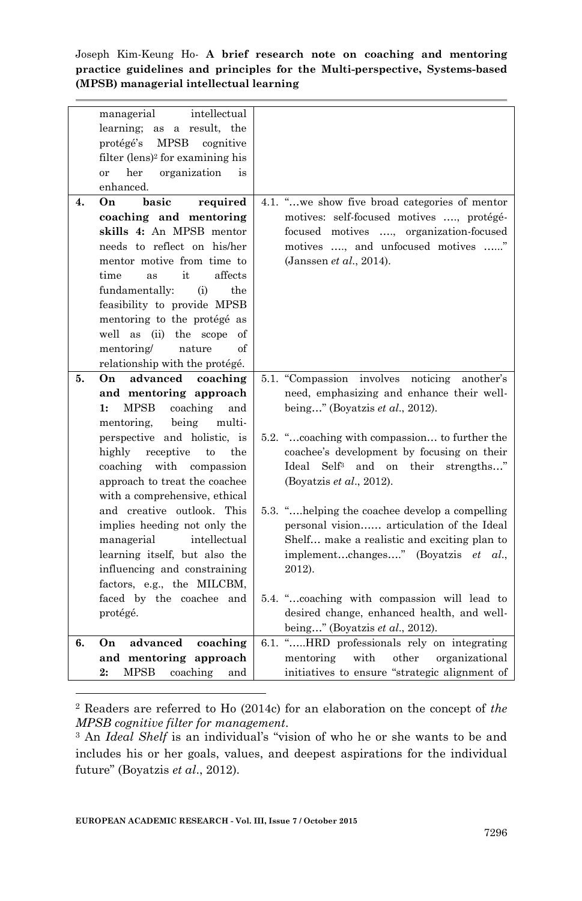| | | |
|---|---|---|
| | managerial intellectual learning; as a result, the protégé's MPSB cognitive filter (lens)[2] for examining his or her organization is enhanced. | |
| **4.** | **On basic required coaching and mentoring skills 4:** An MPSB mentor needs to reflect on his/her mentor motive from time to time as it affects fundamentally: (i) the feasibility to provide MPSB mentoring to the protégé as well as (ii) the scope of mentoring/ nature of relationship with the protégé. | 4.1. "…we show five broad categories of mentor motives: self-focused motives …., protégé-focused motives …., organization-focused motives …., and unfocused motives ….." (Janssen *et al*., 2014). |
| **5.** | **On advanced coaching and mentoring approach 1:** MPSB coaching and mentoring, being multi-perspective and holistic, is highly receptive to the coaching with compassion approach to treat the coachee with a comprehensive, ethical and creative outlook. This implies heeding not only the managerial intellectual learning itself, but also the influencing and constraining factors, e.g., the MILCBM, faced by the coachee and protégé. | 5.1. "Compassion involves noticing another's need, emphasizing and enhance their well-being…" (Boyatzis *et al*., 2012).<br><br>5.2. "…coaching with compassion… to further the coachee's development by focusing on their Ideal Self[3] and on their strengths…" (Boyatzis *et al*., 2012).<br><br>5.3. "….helping the coachee develop a compelling personal vision…… articulation of the Ideal Shelf… make a realistic and exciting plan to implement…changes…." (Boyatzis *et al*., 2012).<br><br>5.4. "…coaching with compassion will lead to desired change, enhanced health, and well-being…" (Boyatzis *et al*., 2012). |
| **6.** | **On advanced coaching and mentoring approach 2:** MPSB coaching and | 6.1. "…..HRD professionals rely on integrating mentoring with other organizational initiatives to ensure "strategic alignment of |

[2] Readers are referred to Ho (2014c) for an elaboration on the concept of *the MPSB cognitive filter for management*.

[3] An *Ideal Shelf* is an individual's "vision of who he or she wants to be and includes his or her goals, values, and deepest aspirations for the individual future" (Boyatzis *et al*., 2012).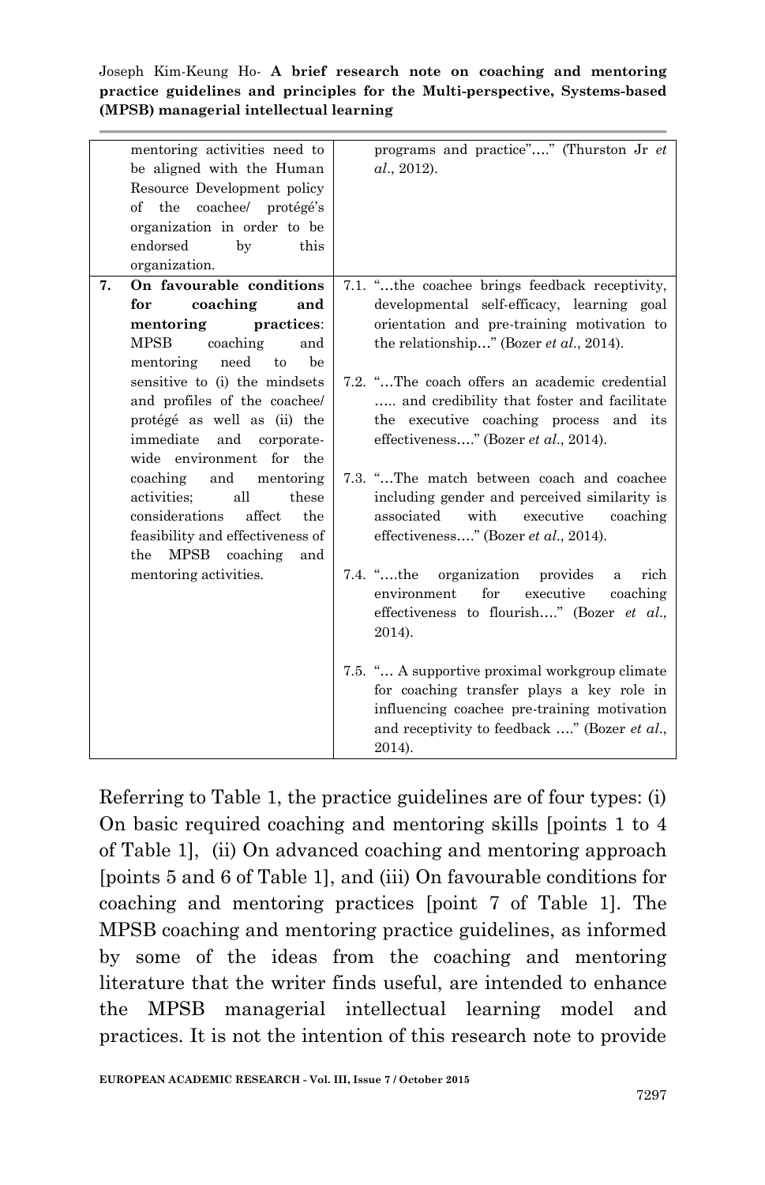| | | |
|---|---|---|
| | mentoring activities need to be aligned with the Human Resource Development policy of the coachee/ protégé's organization in order to be endorsed by this organization. | programs and practice"…." (Thurston Jr *et al*., 2012). |
| **7.** | **On favourable conditions for coaching and mentoring practices**: MPSB coaching and mentoring need to be sensitive to (i) the mindsets and profiles of the coachee/ protégé as well as (ii) the immediate and corporate-wide environment for the coaching and mentoring activities; all these considerations affect the feasibility and effectiveness of the MPSB coaching and mentoring activities. | 7.1. "…the coachee brings feedback receptivity, developmental self-efficacy, learning goal orientation and pre-training motivation to the relationship…" (Bozer *et al*., 2014).<br><br>7.2. "…The coach offers an academic credential ….. and credibility that foster and facilitate the executive coaching process and its effectiveness…." (Bozer *et al*., 2014).<br><br>7.3. "…The match between coach and coachee including gender and perceived similarity is associated with executive coaching effectiveness…." (Bozer *et al*., 2014).<br><br>7.4. "….the organization provides a rich environment for executive coaching effectiveness to flourish…." (Bozer *et al*., 2014).<br><br>7.5. "… A supportive proximal workgroup climate for coaching transfer plays a key role in influencing coachee pre-training motivation and receptivity to feedback …." (Bozer *et al*., 2014). |

Referring to Table 1, the practice guidelines are of four types: (i) On basic required coaching and mentoring skills [points 1 to 4 of Table 1], (ii) On advanced coaching and mentoring approach [points 5 and 6 of Table 1], and (iii) On favourable conditions for coaching and mentoring practices [point 7 of Table 1]. The MPSB coaching and mentoring practice guidelines, as informed by some of the ideas from the coaching and mentoring literature that the writer finds useful, are intended to enhance the MPSB managerial intellectual learning model and practices. It is not the intention of this research note to provide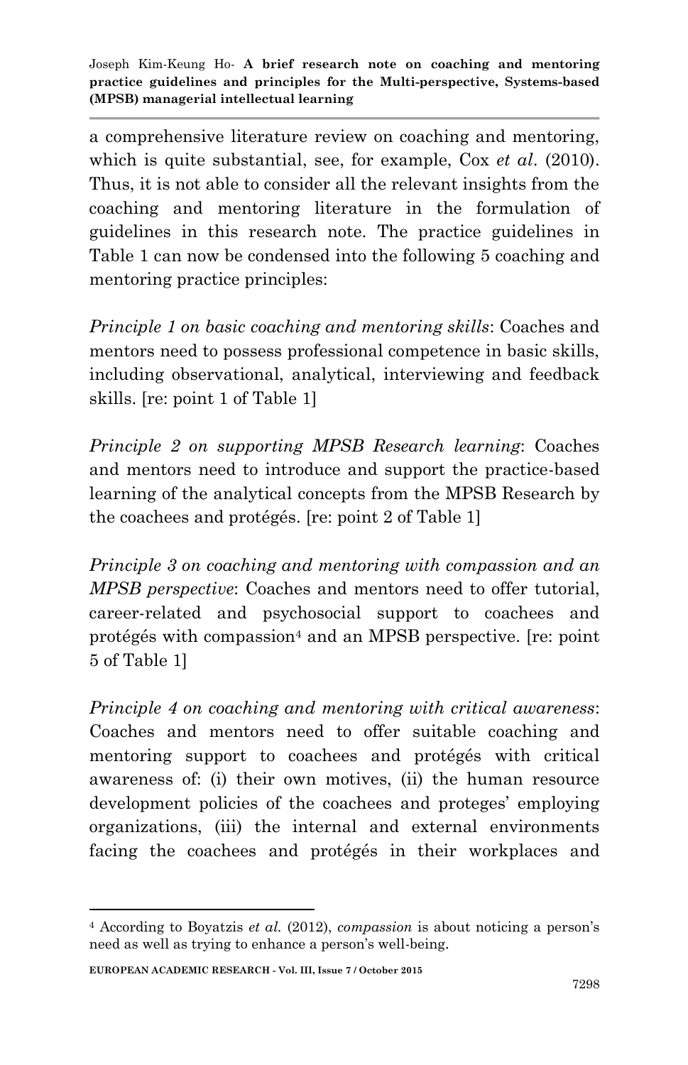a comprehensive literature review on coaching and mentoring, which is quite substantial, see, for example, Cox *et al*. (2010). Thus, it is not able to consider all the relevant insights from the coaching and mentoring literature in the formulation of guidelines in this research note. The practice guidelines in Table 1 can now be condensed into the following 5 coaching and mentoring practice principles:

*Principle 1 on basic coaching and mentoring skills*: Coaches and mentors need to possess professional competence in basic skills, including observational, analytical, interviewing and feedback skills. [re: point 1 of Table 1]

*Principle 2 on supporting MPSB Research learning*: Coaches and mentors need to introduce and support the practice-based learning of the analytical concepts from the MPSB Research by the coachees and protégés. [re: point 2 of Table 1]

*Principle 3 on coaching and mentoring with compassion and an MPSB perspective*: Coaches and mentors need to offer tutorial, career-related and psychosocial support to coachees and protégés with compassion[4] and an MPSB perspective. [re: point 5 of Table 1]

*Principle 4 on coaching and mentoring with critical awareness*: Coaches and mentors need to offer suitable coaching and mentoring support to coachees and protégés with critical awareness of: (i) their own motives, (ii) the human resource development policies of the coachees and proteges' employing organizations, (iii) the internal and external environments facing the coachees and protégés in their workplaces and

[4] According to Boyatzis *et al.* (2012), *compassion* is about noticing a person's need as well as trying to enhance a person's well-being.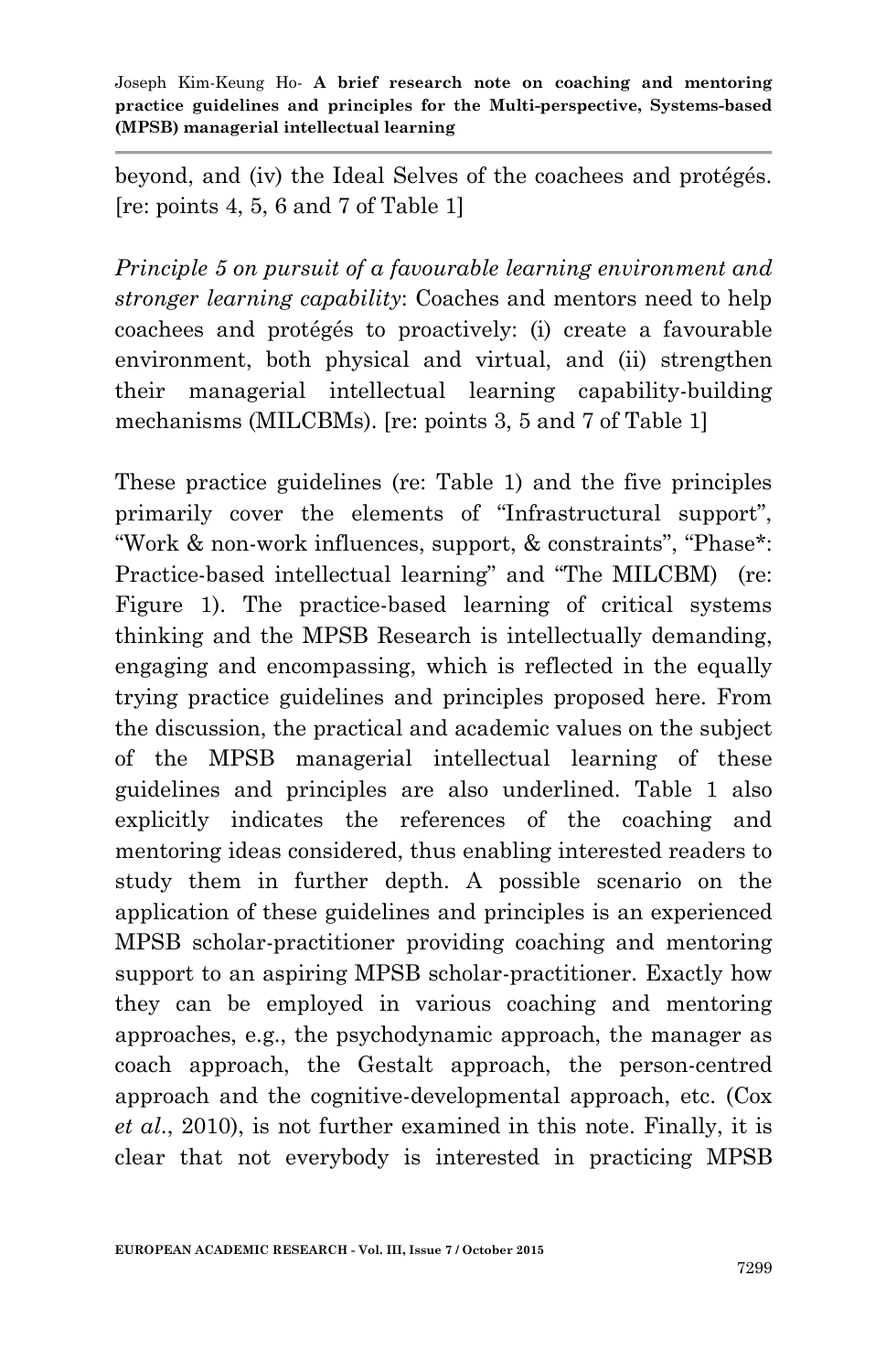beyond, and (iv) the Ideal Selves of the coachees and protégés. [re: points 4, 5, 6 and 7 of Table 1]

*Principle 5 on pursuit of a favourable learning environment and stronger learning capability*: Coaches and mentors need to help coachees and protégés to proactively: (i) create a favourable environment, both physical and virtual, and (ii) strengthen their managerial intellectual learning capability-building mechanisms (MILCBMs). [re: points 3, 5 and 7 of Table 1]

These practice guidelines (re: Table 1) and the five principles primarily cover the elements of "Infrastructural support", "Work & non-work influences, support, & constraints", "Phase*: Practice-based intellectual learning" and "The MILCBM) (re: Figure 1). The practice-based learning of critical systems thinking and the MPSB Research is intellectually demanding, engaging and encompassing, which is reflected in the equally trying practice guidelines and principles proposed here. From the discussion, the practical and academic values on the subject of the MPSB managerial intellectual learning of these guidelines and principles are also underlined. Table 1 also explicitly indicates the references of the coaching and mentoring ideas considered, thus enabling interested readers to study them in further depth. A possible scenario on the application of these guidelines and principles is an experienced MPSB scholar-practitioner providing coaching and mentoring support to an aspiring MPSB scholar-practitioner. Exactly how they can be employed in various coaching and mentoring approaches, e.g., the psychodynamic approach, the manager as coach approach, the Gestalt approach, the person-centred approach and the cognitive-developmental approach, etc. (Cox *et al*., 2010), is not further examined in this note. Finally, it is clear that not everybody is interested in practicing MPSB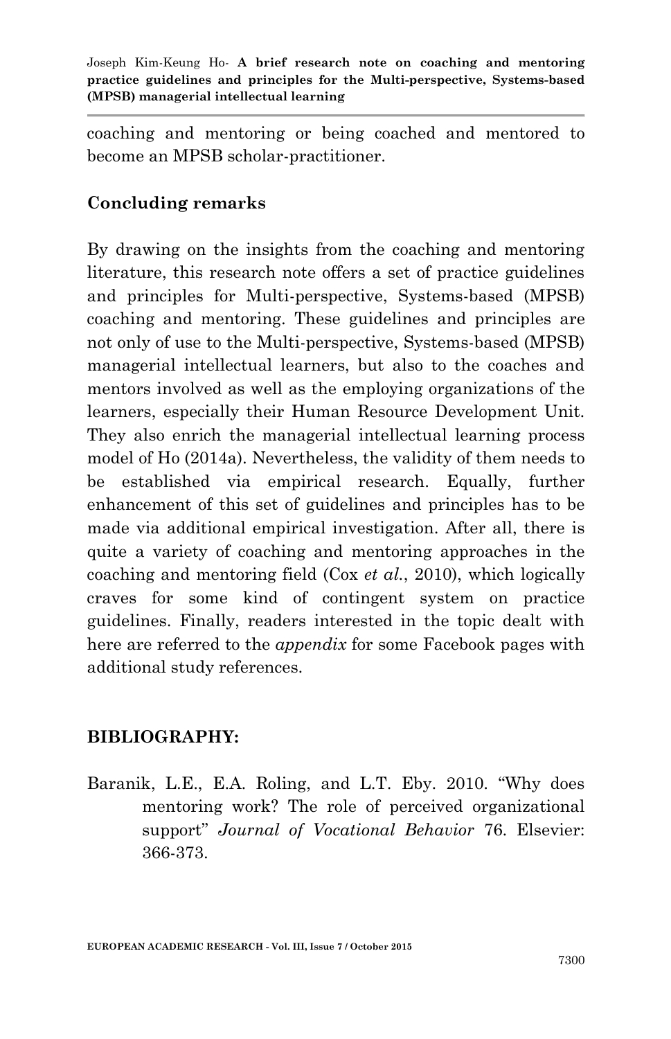coaching and mentoring or being coached and mentored to become an MPSB scholar-practitioner.

## Concluding remarks

By drawing on the insights from the coaching and mentoring literature, this research note offers a set of practice guidelines and principles for Multi-perspective, Systems-based (MPSB) coaching and mentoring. These guidelines and principles are not only of use to the Multi-perspective, Systems-based (MPSB) managerial intellectual learners, but also to the coaches and mentors involved as well as the employing organizations of the learners, especially their Human Resource Development Unit. They also enrich the managerial intellectual learning process model of Ho (2014a). Nevertheless, the validity of them needs to be established via empirical research. Equally, further enhancement of this set of guidelines and principles has to be made via additional empirical investigation. After all, there is quite a variety of coaching and mentoring approaches in the coaching and mentoring field (Cox *et al.*, 2010), which logically craves for some kind of contingent system on practice guidelines. Finally, readers interested in the topic dealt with here are referred to the *appendix* for some Facebook pages with additional study references.

## BIBLIOGRAPHY:

Baranik, L.E., E.A. Roling, and L.T. Eby. 2010. "Why does mentoring work? The role of perceived organizational support" *Journal of Vocational Behavior* 76. Elsevier: 366-373.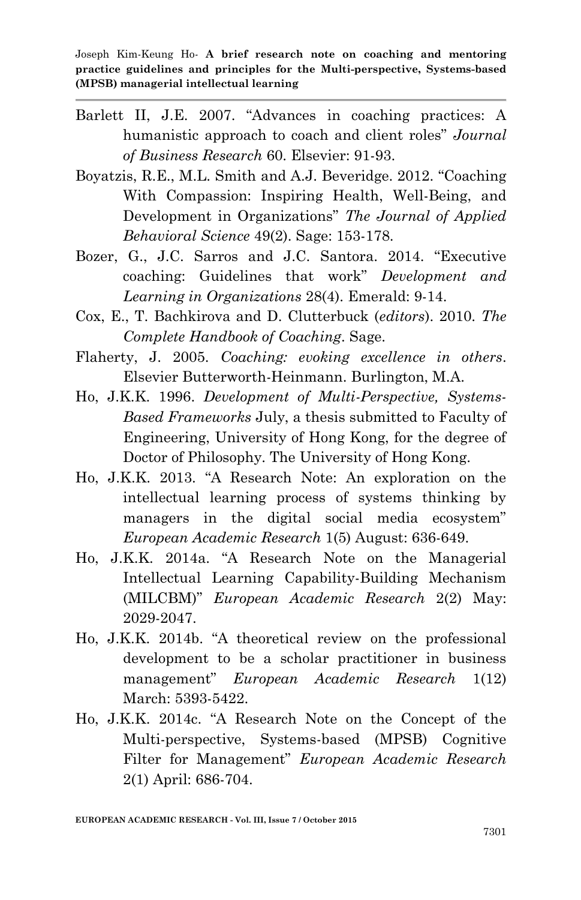Barlett II, J.E. 2007. "Advances in coaching practices: A humanistic approach to coach and client roles" *Journal of Business Research* 60. Elsevier: 91-93.

Boyatzis, R.E., M.L. Smith and A.J. Beveridge. 2012. "Coaching With Compassion: Inspiring Health, Well-Being, and Development in Organizations" *The Journal of Applied Behavioral Science* 49(2). Sage: 153-178.

Bozer, G., J.C. Sarros and J.C. Santora. 2014. "Executive coaching: Guidelines that work" *Development and Learning in Organizations* 28(4). Emerald: 9-14.

Cox, E., T. Bachkirova and D. Clutterbuck (*editors*). 2010. *The Complete Handbook of Coaching*. Sage.

Flaherty, J. 2005. *Coaching: evoking excellence in others*. Elsevier Butterworth-Heinmann. Burlington, M.A.

Ho, J.K.K. 1996. *Development of Multi-Perspective, Systems-Based Frameworks* July, a thesis submitted to Faculty of Engineering, University of Hong Kong, for the degree of Doctor of Philosophy. The University of Hong Kong.

Ho, J.K.K. 2013. "A Research Note: An exploration on the intellectual learning process of systems thinking by managers in the digital social media ecosystem" *European Academic Research* 1(5) August: 636-649.

Ho, J.K.K. 2014a. "A Research Note on the Managerial Intellectual Learning Capability-Building Mechanism (MILCBM)" *European Academic Research* 2(2) May: 2029-2047.

Ho, J.K.K. 2014b. "A theoretical review on the professional development to be a scholar practitioner in business management" *European Academic Research* 1(12) March: 5393-5422.

Ho, J.K.K. 2014c. "A Research Note on the Concept of the Multi-perspective, Systems-based (MPSB) Cognitive Filter for Management" *European Academic Research* 2(1) April: 686-704.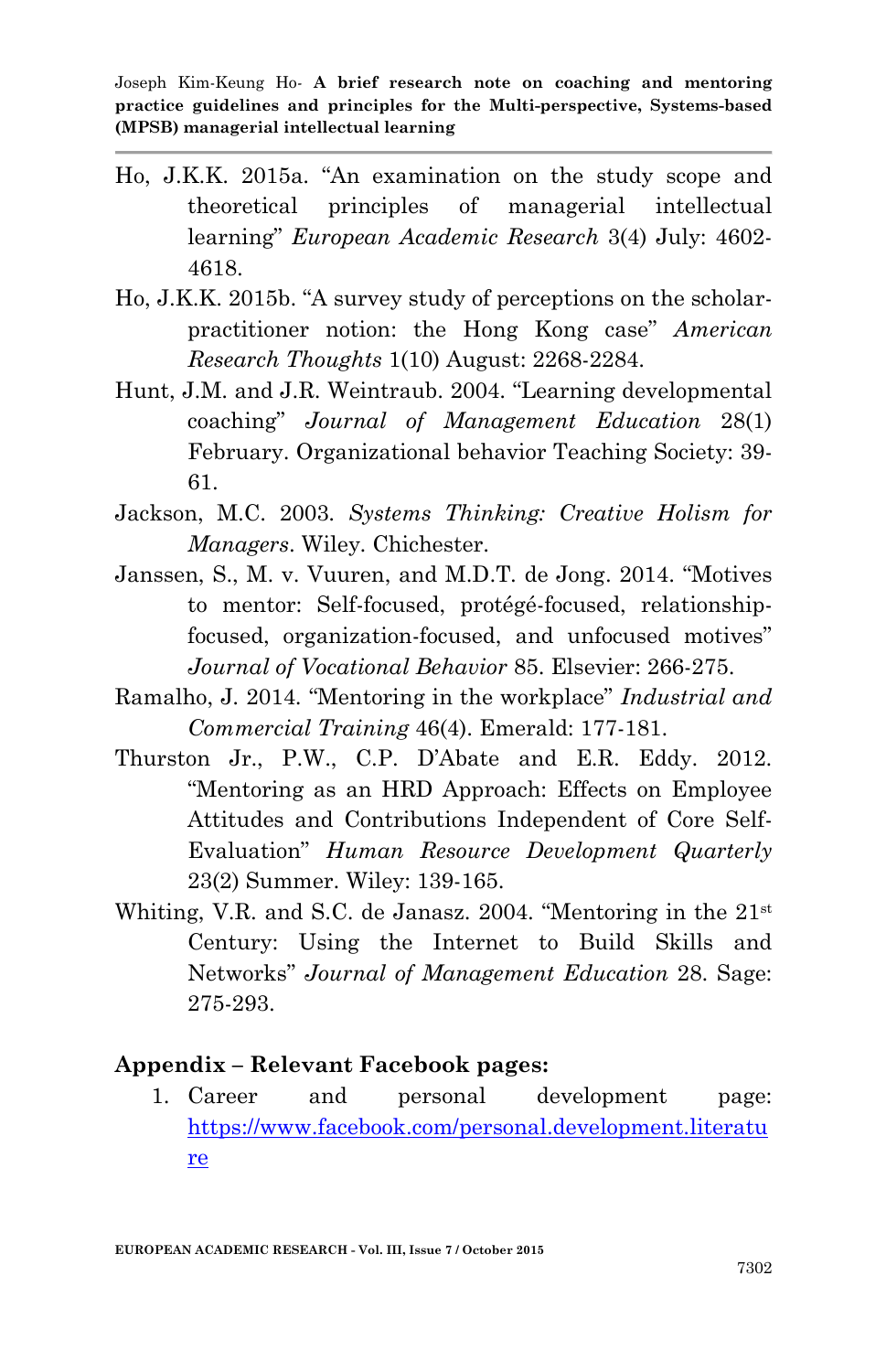Ho, J.K.K. 2015a. "An examination on the study scope and theoretical principles of managerial intellectual learning" *European Academic Research* 3(4) July: 4602-4618.

Ho, J.K.K. 2015b. "A survey study of perceptions on the scholar-practitioner notion: the Hong Kong case" *American Research Thoughts* 1(10) August: 2268-2284.

Hunt, J.M. and J.R. Weintraub. 2004. "Learning developmental coaching" *Journal of Management Education* 28(1) February. Organizational behavior Teaching Society: 39-61.

Jackson, M.C. 2003. *Systems Thinking: Creative Holism for Managers*. Wiley. Chichester.

Janssen, S., M. v. Vuuren, and M.D.T. de Jong. 2014. "Motives to mentor: Self-focused, protégé-focused, relationship-focused, organization-focused, and unfocused motives" *Journal of Vocational Behavior* 85. Elsevier: 266-275.

Ramalho, J. 2014. "Mentoring in the workplace" *Industrial and Commercial Training* 46(4). Emerald: 177-181.

Thurston Jr., P.W., C.P. D'Abate and E.R. Eddy. 2012. "Mentoring as an HRD Approach: Effects on Employee Attitudes and Contributions Independent of Core Self-Evaluation" *Human Resource Development Quarterly* 23(2) Summer. Wiley: 139-165.

Whiting, V.R. and S.C. de Janasz. 2004. "Mentoring in the 21st Century: Using the Internet to Build Skills and Networks" *Journal of Management Education* 28. Sage: 275-293.

## Appendix – Relevant Facebook pages:

1. Career and personal development page: https://www.facebook.com/personal.development.literature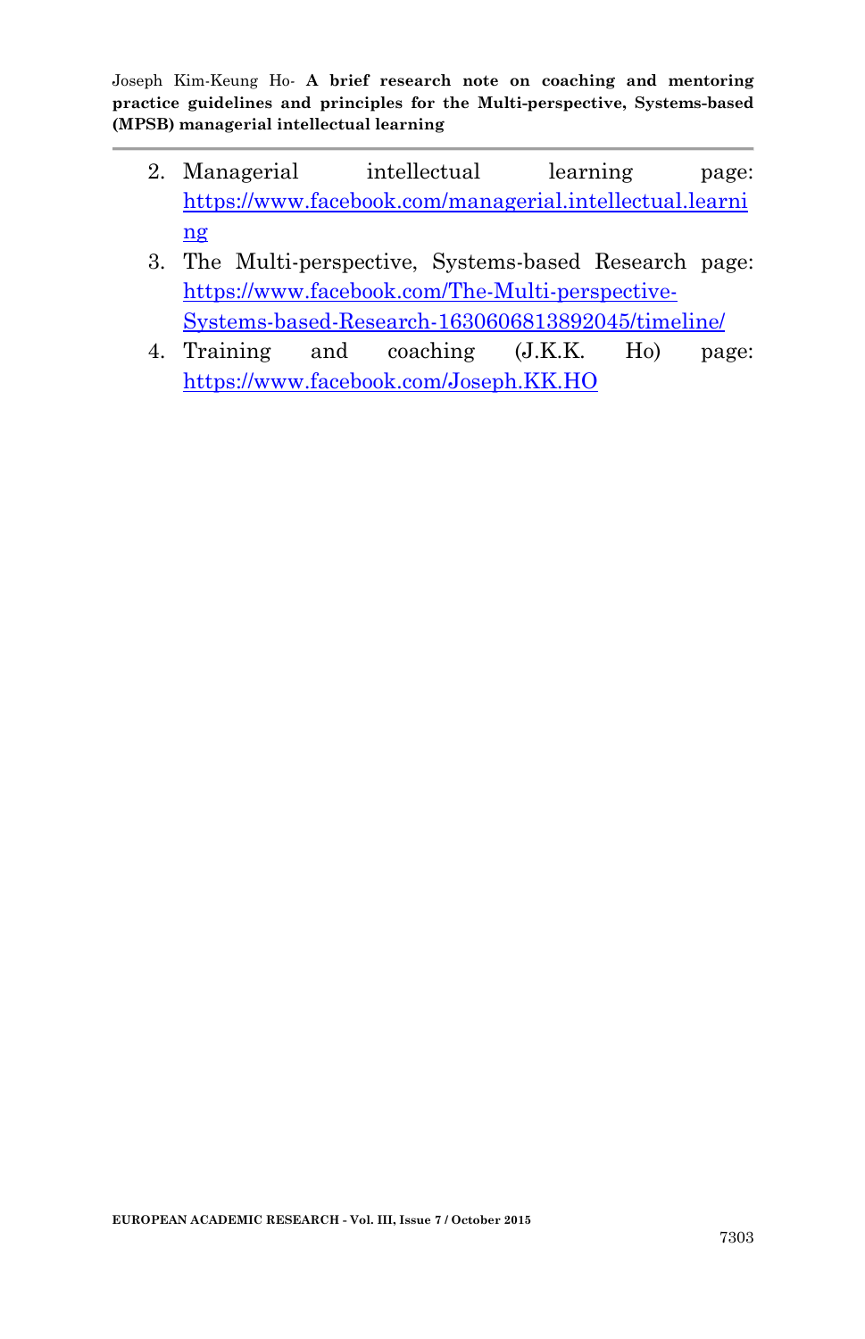2. Managerial intellectual learning page: https://www.facebook.com/managerial.intellectual.learning
3. The Multi-perspective, Systems-based Research page: https://www.facebook.com/The-Multi-perspective-Systems-based-Research-1630606813892045/timeline/
4. Training and coaching (J.K.K. Ho) page: https://www.facebook.com/Joseph.KK.HO